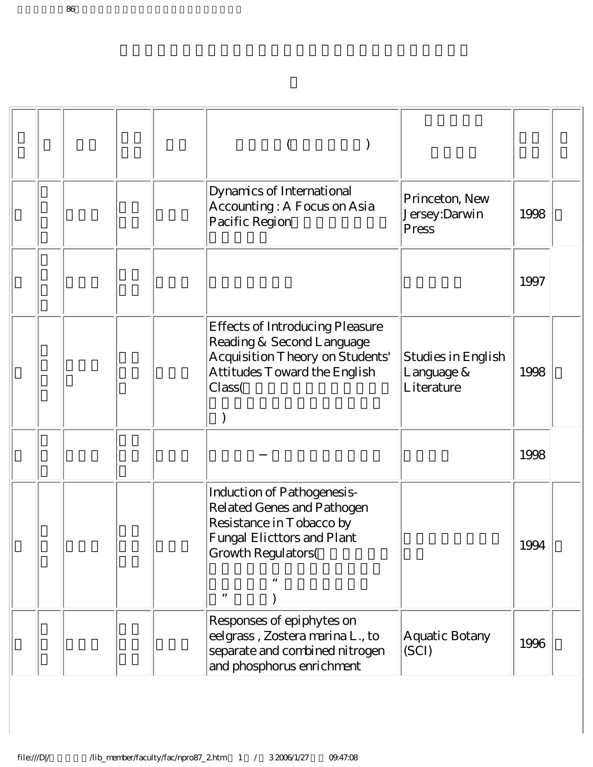| | | | | | ( ) | | | |
|---|---|---|---|---|---|---|---|---|
| | | | | | Dynamics of International Accounting : A Focus on Asia Pacific Region | Princeton, New Jersey:Darwin Press | 1998 | |
| | | | | | | | 1997 | |
| | | | | | Effects of Introducing Pleasure Reading & Second Language Acquisition Theory on Students' Attitudes Toward the English Class( ) | Studies in English Language & Literature | 1998 | |
| | | | | | − | | 1998 | |
| | | | | | Induction of Pathogenesis-Related Genes and Pathogen Resistance in Tobacco by Fungal Elicttors and Plant Growth Regulators( “ ” ) | | 1994 | |
| | | | | | Responses of epiphytes on eelgrass , Zostera marina L., to separate and combined nitrogen and phosphorus enrichment | Aquatic Botany (SCI) | 1996 | |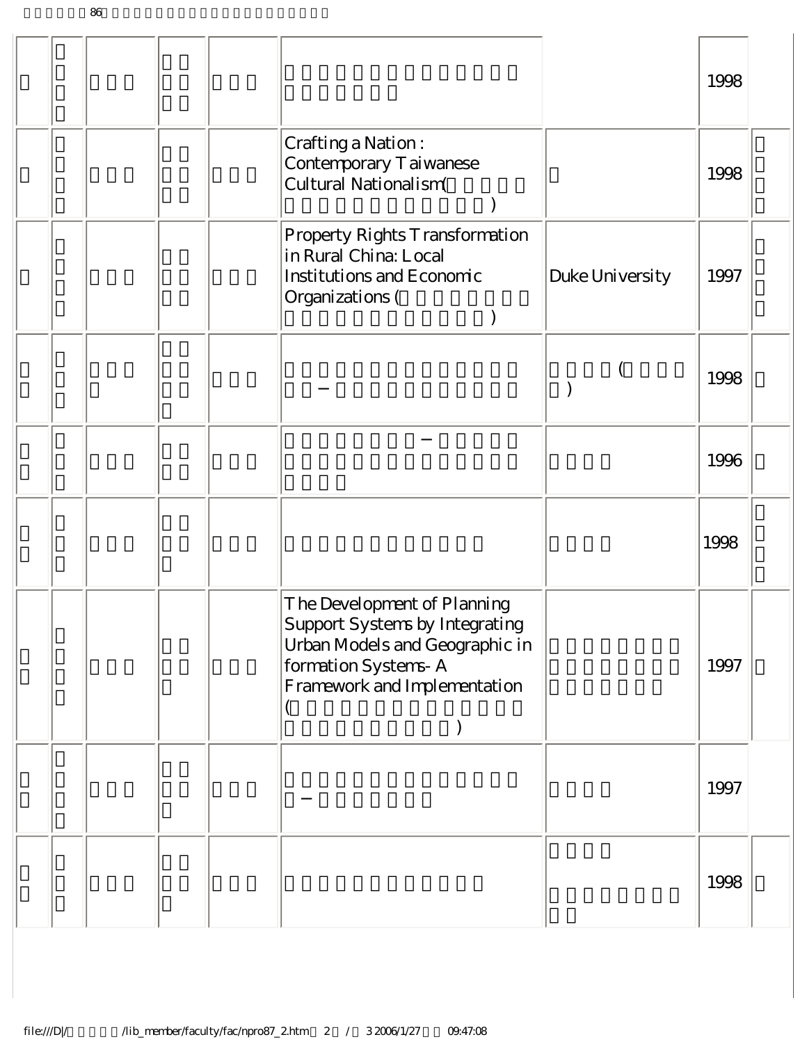| | | | | | | | | |
|---|---|---|---|---|---|---|---|---|
| | | | | | | | 1998 | |
| | | | | | Crafting a Nation : Contemporary Taiwanese Cultural Nationalism( ) | | 1998 | |
| | | | | | Property Rights Transformation in Rural China: Local Institutions and Economic Organizations ( ) | Duke University | 1997 | |
| | | | | | − | ( ) | 1998 | |
| | | | | | − | | 1996 | |
| | | | | | | | 1998 | |
| | | | | | The Development of Planning Support Systems by Integrating Urban Models and Geographic in formation Systems- A Framework and Implementation ( ) | | 1997 | |
| | | | | | − | | 1997 | |
| | | | | | | | 1998 | |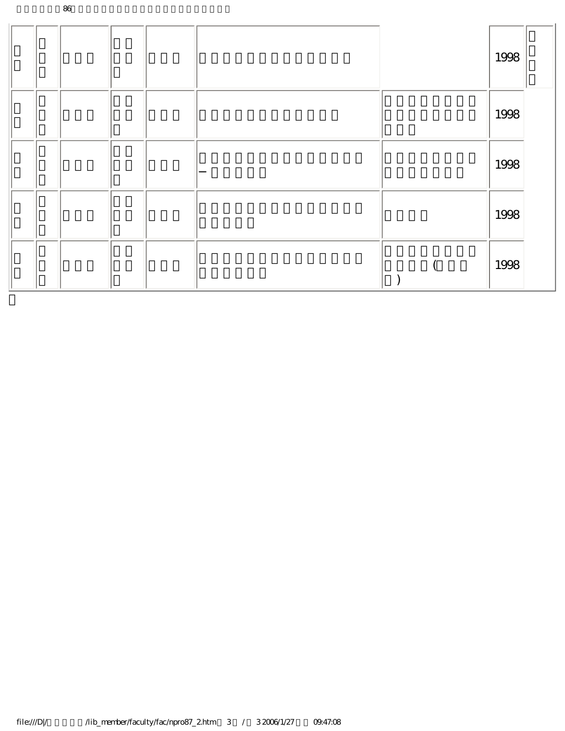| | | | | | | | | |
|---|---|---|---|---|---|---|---|---|
| | | | | | | | 1998 | |
| | | | | | | | 1998 | |
| | | | | | − | | 1998 | |
| | | | | | | | 1998 | |
| | | | | | | ( ) | 1998 | |